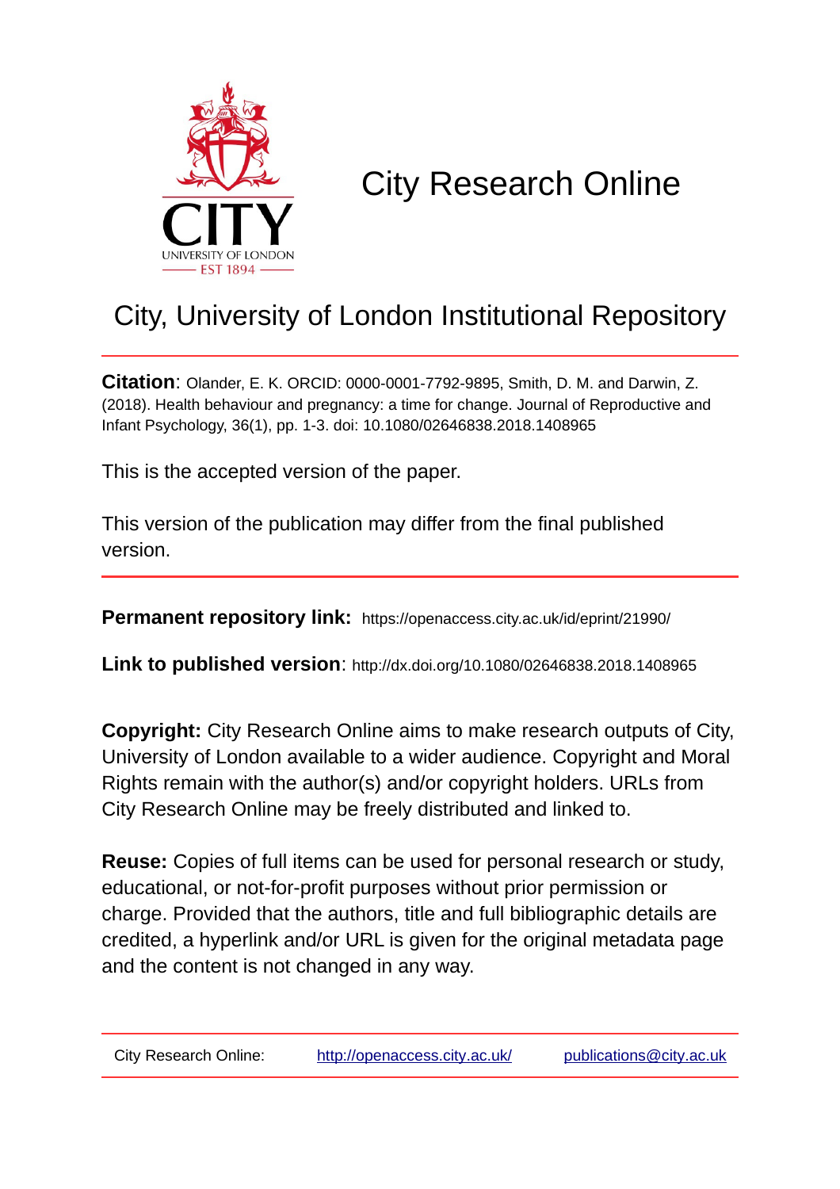CITY
UNIVERSITY OF LONDON
EST 1894

# City Research Online

## City, University of London Institutional Repository

**Citation**: Olander, E. K. ORCID: 0000-0001-7792-9895, Smith, D. M. and Darwin, Z. (2018). Health behaviour and pregnancy: a time for change. Journal of Reproductive and Infant Psychology, 36(1), pp. 1-3. doi: 10.1080/02646838.2018.1408965

This is the accepted version of the paper.

This version of the publication may differ from the final published version.

**Permanent repository link:** https://openaccess.city.ac.uk/id/eprint/21990/

**Link to published version**: http://dx.doi.org/10.1080/02646838.2018.1408965

**Copyright:** City Research Online aims to make research outputs of City, University of London available to a wider audience. Copyright and Moral Rights remain with the author(s) and/or copyright holders. URLs from City Research Online may be freely distributed and linked to.

**Reuse:** Copies of full items can be used for personal research or study, educational, or not-for-profit purposes without prior permission or charge. Provided that the authors, title and full bibliographic details are credited, a hyperlink and/or URL is given for the original metadata page and the content is not changed in any way.

City Research Online: http://openaccess.city.ac.uk/ publications@city.ac.uk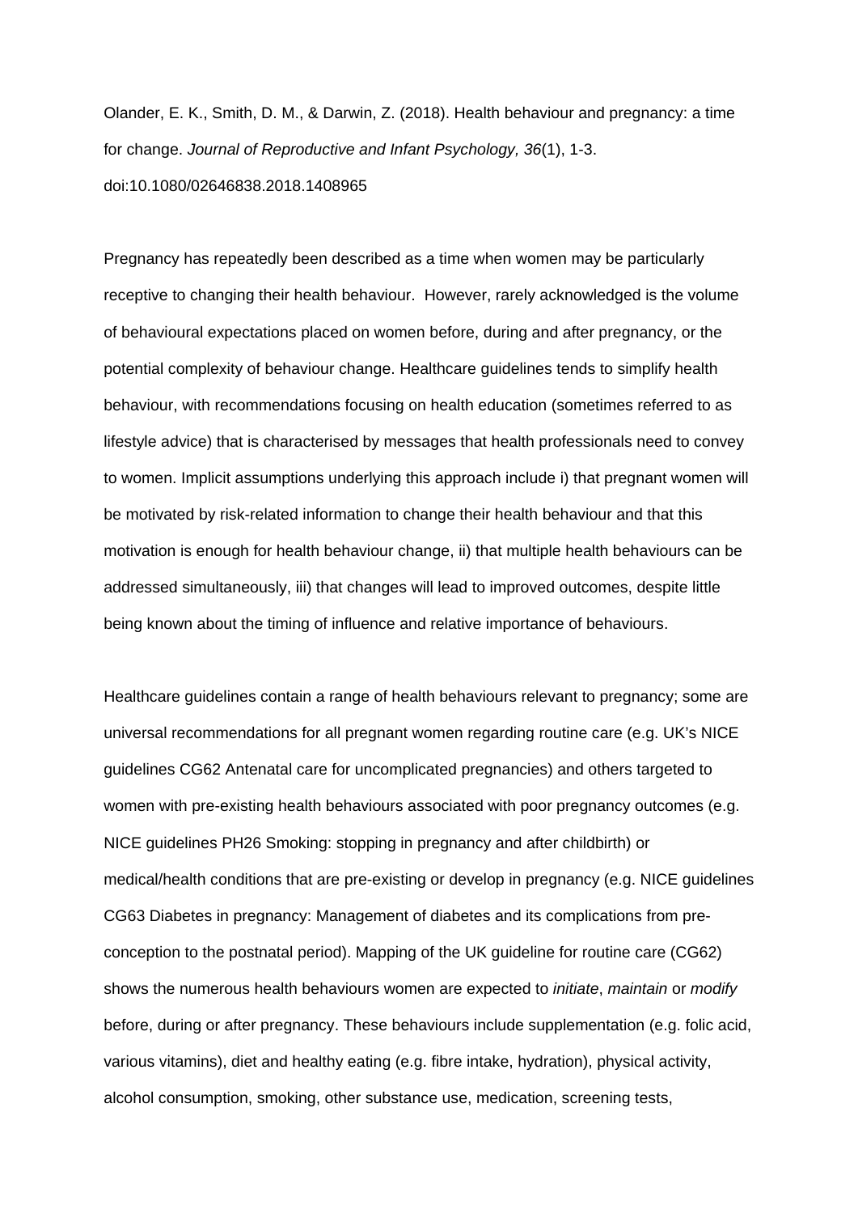Olander, E. K., Smith, D. M., & Darwin, Z. (2018). Health behaviour and pregnancy: a time for change. *Journal of Reproductive and Infant Psychology, 36*(1), 1-3. doi:10.1080/02646838.2018.1408965

Pregnancy has repeatedly been described as a time when women may be particularly receptive to changing their health behaviour. However, rarely acknowledged is the volume of behavioural expectations placed on women before, during and after pregnancy, or the potential complexity of behaviour change. Healthcare guidelines tends to simplify health behaviour, with recommendations focusing on health education (sometimes referred to as lifestyle advice) that is characterised by messages that health professionals need to convey to women. Implicit assumptions underlying this approach include i) that pregnant women will be motivated by risk-related information to change their health behaviour and that this motivation is enough for health behaviour change, ii) that multiple health behaviours can be addressed simultaneously, iii) that changes will lead to improved outcomes, despite little being known about the timing of influence and relative importance of behaviours.

Healthcare guidelines contain a range of health behaviours relevant to pregnancy; some are universal recommendations for all pregnant women regarding routine care (e.g. UK's NICE guidelines CG62 Antenatal care for uncomplicated pregnancies) and others targeted to women with pre-existing health behaviours associated with poor pregnancy outcomes (e.g. NICE guidelines PH26 Smoking: stopping in pregnancy and after childbirth) or medical/health conditions that are pre-existing or develop in pregnancy (e.g. NICE guidelines CG63 Diabetes in pregnancy: Management of diabetes and its complications from pre-conception to the postnatal period). Mapping of the UK guideline for routine care (CG62) shows the numerous health behaviours women are expected to *initiate*, *maintain* or *modify* before, during or after pregnancy. These behaviours include supplementation (e.g. folic acid, various vitamins), diet and healthy eating (e.g. fibre intake, hydration), physical activity, alcohol consumption, smoking, other substance use, medication, screening tests,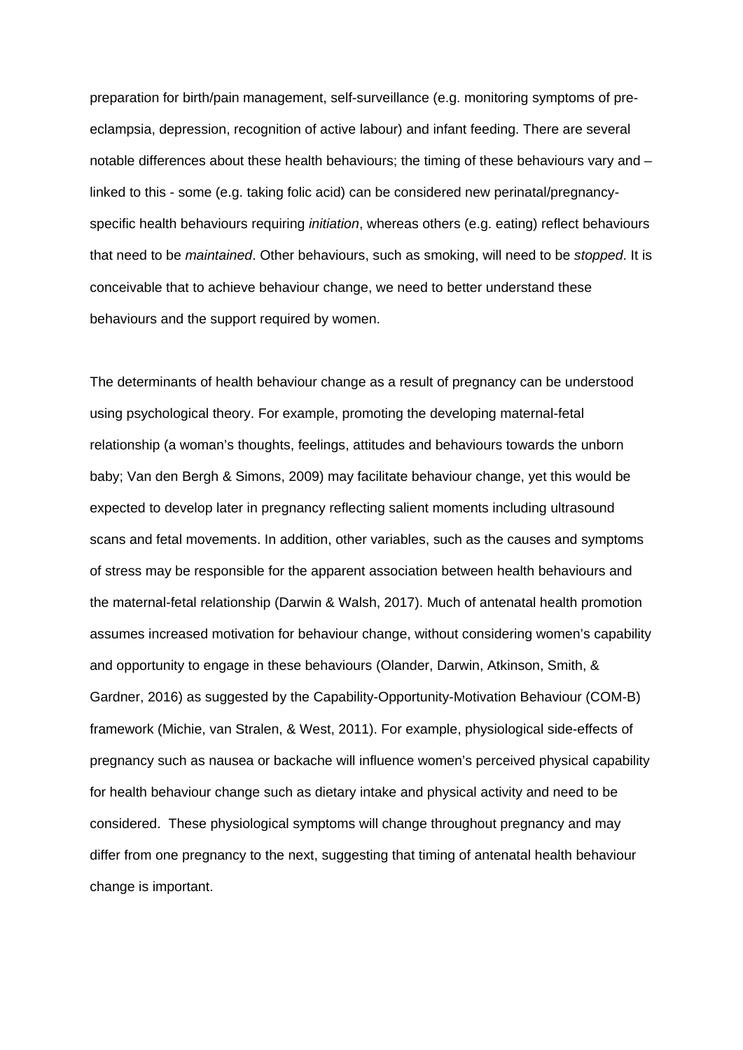preparation for birth/pain management, self-surveillance (e.g. monitoring symptoms of pre-eclampsia, depression, recognition of active labour) and infant feeding. There are several notable differences about these health behaviours; the timing of these behaviours vary and – linked to this - some (e.g. taking folic acid) can be considered new perinatal/pregnancy-specific health behaviours requiring *initiation*, whereas others (e.g. eating) reflect behaviours that need to be *maintained*. Other behaviours, such as smoking, will need to be *stopped*. It is conceivable that to achieve behaviour change, we need to better understand these behaviours and the support required by women.

The determinants of health behaviour change as a result of pregnancy can be understood using psychological theory. For example, promoting the developing maternal-fetal relationship (a woman's thoughts, feelings, attitudes and behaviours towards the unborn baby; Van den Bergh & Simons, 2009) may facilitate behaviour change, yet this would be expected to develop later in pregnancy reflecting salient moments including ultrasound scans and fetal movements. In addition, other variables, such as the causes and symptoms of stress may be responsible for the apparent association between health behaviours and the maternal-fetal relationship (Darwin & Walsh, 2017). Much of antenatal health promotion assumes increased motivation for behaviour change, without considering women's capability and opportunity to engage in these behaviours (Olander, Darwin, Atkinson, Smith, & Gardner, 2016) as suggested by the Capability-Opportunity-Motivation Behaviour (COM-B) framework (Michie, van Stralen, & West, 2011). For example, physiological side-effects of pregnancy such as nausea or backache will influence women's perceived physical capability for health behaviour change such as dietary intake and physical activity and need to be considered. These physiological symptoms will change throughout pregnancy and may differ from one pregnancy to the next, suggesting that timing of antenatal health behaviour change is important.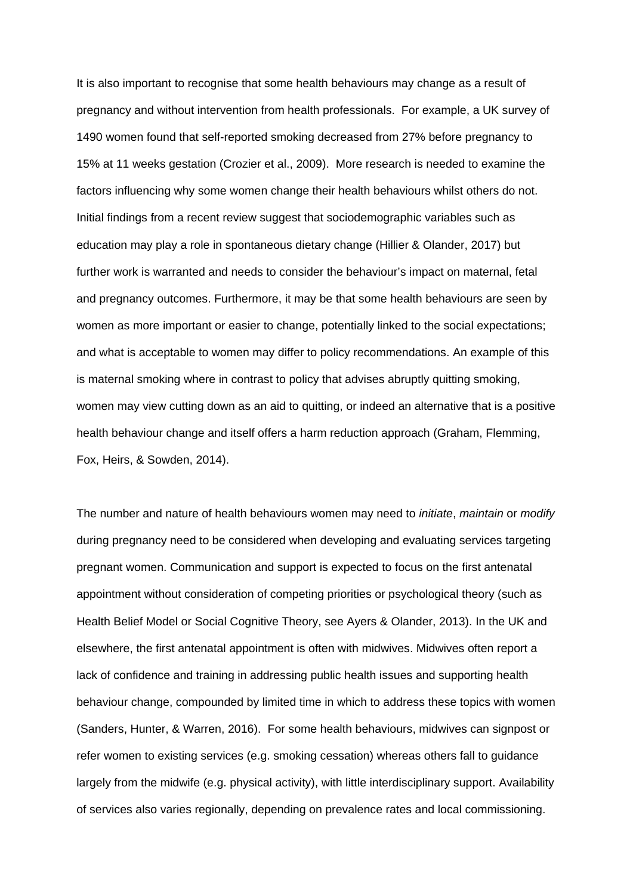It is also important to recognise that some health behaviours may change as a result of pregnancy and without intervention from health professionals. For example, a UK survey of 1490 women found that self-reported smoking decreased from 27% before pregnancy to 15% at 11 weeks gestation (Crozier et al., 2009). More research is needed to examine the factors influencing why some women change their health behaviours whilst others do not. Initial findings from a recent review suggest that sociodemographic variables such as education may play a role in spontaneous dietary change (Hillier & Olander, 2017) but further work is warranted and needs to consider the behaviour's impact on maternal, fetal and pregnancy outcomes. Furthermore, it may be that some health behaviours are seen by women as more important or easier to change, potentially linked to the social expectations; and what is acceptable to women may differ to policy recommendations. An example of this is maternal smoking where in contrast to policy that advises abruptly quitting smoking, women may view cutting down as an aid to quitting, or indeed an alternative that is a positive health behaviour change and itself offers a harm reduction approach (Graham, Flemming, Fox, Heirs, & Sowden, 2014).

The number and nature of health behaviours women may need to *initiate*, *maintain* or *modify* during pregnancy need to be considered when developing and evaluating services targeting pregnant women. Communication and support is expected to focus on the first antenatal appointment without consideration of competing priorities or psychological theory (such as Health Belief Model or Social Cognitive Theory, see Ayers & Olander, 2013). In the UK and elsewhere, the first antenatal appointment is often with midwives. Midwives often report a lack of confidence and training in addressing public health issues and supporting health behaviour change, compounded by limited time in which to address these topics with women (Sanders, Hunter, & Warren, 2016). For some health behaviours, midwives can signpost or refer women to existing services (e.g. smoking cessation) whereas others fall to guidance largely from the midwife (e.g. physical activity), with little interdisciplinary support. Availability of services also varies regionally, depending on prevalence rates and local commissioning.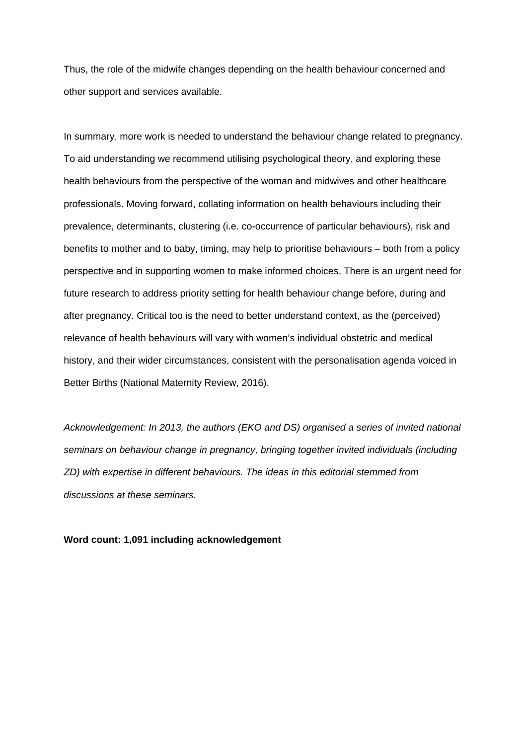Thus, the role of the midwife changes depending on the health behaviour concerned and other support and services available.

In summary, more work is needed to understand the behaviour change related to pregnancy. To aid understanding we recommend utilising psychological theory, and exploring these health behaviours from the perspective of the woman and midwives and other healthcare professionals. Moving forward, collating information on health behaviours including their prevalence, determinants, clustering (i.e. co-occurrence of particular behaviours), risk and benefits to mother and to baby, timing, may help to prioritise behaviours – both from a policy perspective and in supporting women to make informed choices. There is an urgent need for future research to address priority setting for health behaviour change before, during and after pregnancy. Critical too is the need to better understand context, as the (perceived) relevance of health behaviours will vary with women's individual obstetric and medical history, and their wider circumstances, consistent with the personalisation agenda voiced in Better Births (National Maternity Review, 2016).

*Acknowledgement: In 2013, the authors (EKO and DS) organised a series of invited national seminars on behaviour change in pregnancy, bringing together invited individuals (including ZD) with expertise in different behaviours. The ideas in this editorial stemmed from discussions at these seminars.*

**Word count: 1,091 including acknowledgement**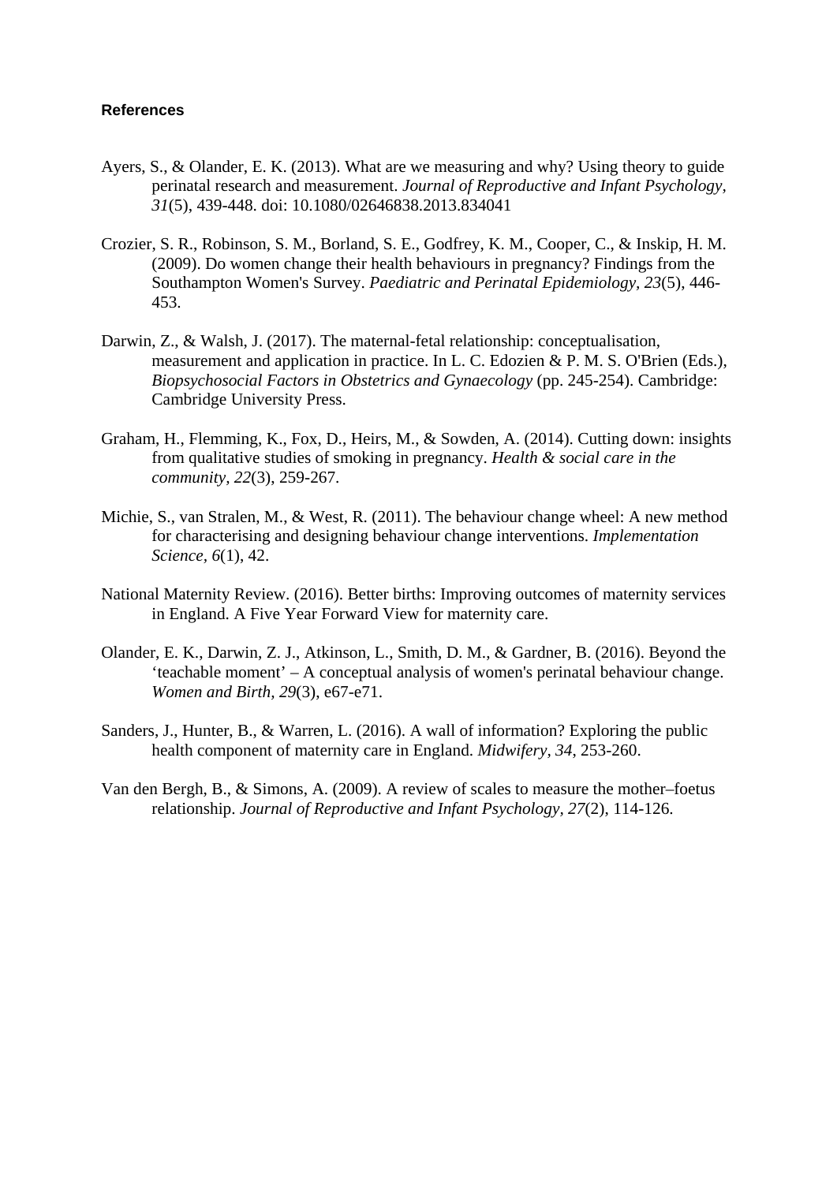**References**

Ayers, S., & Olander, E. K. (2013). What are we measuring and why? Using theory to guide perinatal research and measurement. *Journal of Reproductive and Infant Psychology, 31*(5), 439-448. doi: 10.1080/02646838.2013.834041

Crozier, S. R., Robinson, S. M., Borland, S. E., Godfrey, K. M., Cooper, C., & Inskip, H. M. (2009). Do women change their health behaviours in pregnancy? Findings from the Southampton Women's Survey. *Paediatric and Perinatal Epidemiology, 23*(5), 446-453.

Darwin, Z., & Walsh, J. (2017). The maternal-fetal relationship: conceptualisation, measurement and application in practice. In L. C. Edozien & P. M. S. O'Brien (Eds.), *Biopsychosocial Factors in Obstetrics and Gynaecology* (pp. 245-254). Cambridge: Cambridge University Press.

Graham, H., Flemming, K., Fox, D., Heirs, M., & Sowden, A. (2014). Cutting down: insights from qualitative studies of smoking in pregnancy. *Health & social care in the community, 22*(3), 259-267.

Michie, S., van Stralen, M., & West, R. (2011). The behaviour change wheel: A new method for characterising and designing behaviour change interventions. *Implementation Science, 6*(1), 42.

National Maternity Review. (2016). Better births: Improving outcomes of maternity services in England. A Five Year Forward View for maternity care.

Olander, E. K., Darwin, Z. J., Atkinson, L., Smith, D. M., & Gardner, B. (2016). Beyond the 'teachable moment' – A conceptual analysis of women's perinatal behaviour change. *Women and Birth, 29*(3), e67-e71.

Sanders, J., Hunter, B., & Warren, L. (2016). A wall of information? Exploring the public health component of maternity care in England. *Midwifery, 34*, 253-260.

Van den Bergh, B., & Simons, A. (2009). A review of scales to measure the mother–foetus relationship. *Journal of Reproductive and Infant Psychology, 27*(2), 114-126.